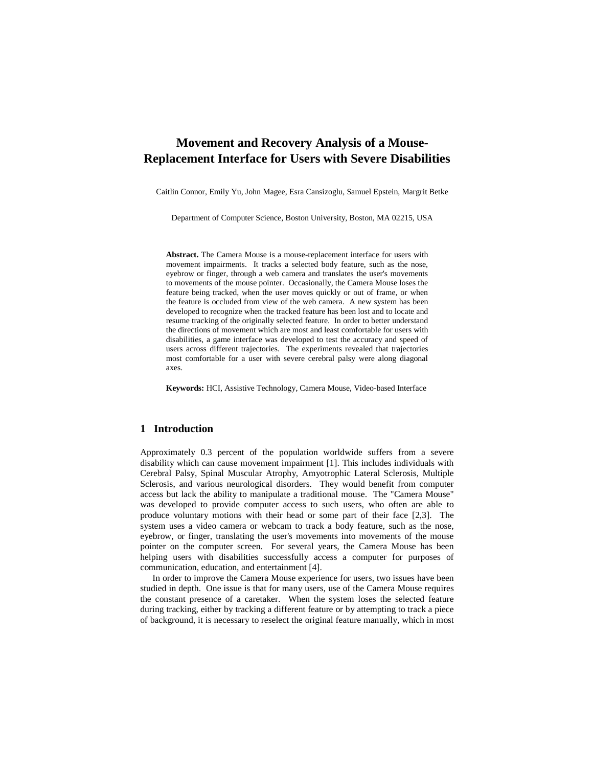# Movement and Recovery Analysis of a Mouse-Replacement Interface for Users with Severe Disabilities

Caitlin Connor, Emily Yu, John Magee, Esra Cansizoglu, Samuel Epstein, Margrit Betke

Department of Computer Science, Boston University, Boston, MA 02215, USA

**Abstract.** The Camera Mouse is a mouse-replacement interface for users with movement impairments. It tracks a selected body feature, such as the nose, eyebrow or finger, through a web camera and translates the user's movements to movements of the mouse pointer. Occasionally, the Camera Mouse loses the feature being tracked, when the user moves quickly or out of frame, or when the feature is occluded from view of the web camera. A new system has been developed to recognize when the tracked feature has been lost and to locate and resume tracking of the originally selected feature. In order to better understand the directions of movement which are most and least comfortable for users with disabilities, a game interface was developed to test the accuracy and speed of users across different trajectories. The experiments revealed that trajectories most comfortable for a user with severe cerebral palsy were along diagonal axes.

**Keywords:** HCI, Assistive Technology, Camera Mouse, Video-based Interface

## 1 Introduction

Approximately 0.3 percent of the population worldwide suffers from a severe disability which can cause movement impairment [1]. This includes individuals with Cerebral Palsy, Spinal Muscular Atrophy, Amyotrophic Lateral Sclerosis, Multiple Sclerosis, and various neurological disorders. They would benefit from computer access but lack the ability to manipulate a traditional mouse. The "Camera Mouse" was developed to provide computer access to such users, who often are able to produce voluntary motions with their head or some part of their face [2,3]. The system uses a video camera or webcam to track a body feature, such as the nose, eyebrow, or finger, translating the user's movements into movements of the mouse pointer on the computer screen. For several years, the Camera Mouse has been helping users with disabilities successfully access a computer for purposes of communication, education, and entertainment [4].

In order to improve the Camera Mouse experience for users, two issues have been studied in depth. One issue is that for many users, use of the Camera Mouse requires the constant presence of a caretaker. When the system loses the selected feature during tracking, either by tracking a different feature or by attempting to track a piece of background, it is necessary to reselect the original feature manually, which in most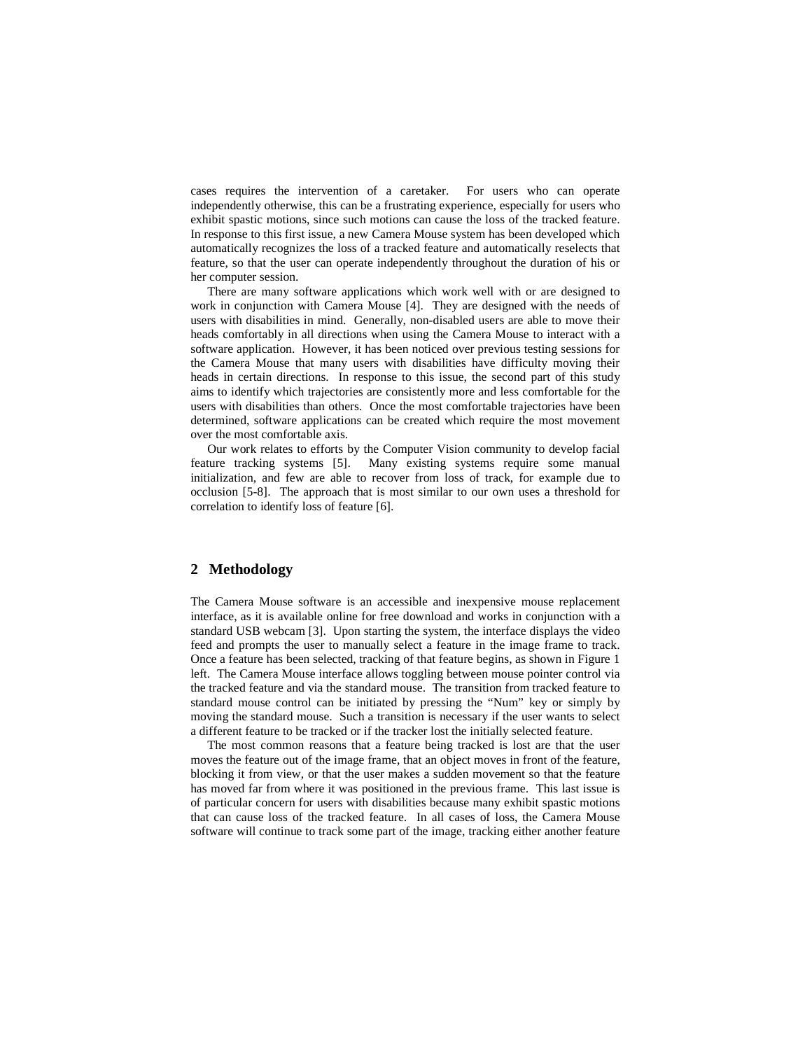cases requires the intervention of a caretaker. For users who can operate independently otherwise, this can be a frustrating experience, especially for users who exhibit spastic motions, since such motions can cause the loss of the tracked feature. In response to this first issue, a new Camera Mouse system has been developed which automatically recognizes the loss of a tracked feature and automatically reselects that feature, so that the user can operate independently throughout the duration of his or her computer session.

There are many software applications which work well with or are designed to work in conjunction with Camera Mouse [4]. They are designed with the needs of users with disabilities in mind. Generally, non-disabled users are able to move their heads comfortably in all directions when using the Camera Mouse to interact with a software application. However, it has been noticed over previous testing sessions for the Camera Mouse that many users with disabilities have difficulty moving their heads in certain directions. In response to this issue, the second part of this study aims to identify which trajectories are consistently more and less comfortable for the users with disabilities than others. Once the most comfortable trajectories have been determined, software applications can be created which require the most movement over the most comfortable axis.

Our work relates to efforts by the Computer Vision community to develop facial feature tracking systems [5]. Many existing systems require some manual initialization, and few are able to recover from loss of track, for example due to occlusion [5-8]. The approach that is most similar to our own uses a threshold for correlation to identify loss of feature [6].

## 2 Methodology

The Camera Mouse software is an accessible and inexpensive mouse replacement interface, as it is available online for free download and works in conjunction with a standard USB webcam [3]. Upon starting the system, the interface displays the video feed and prompts the user to manually select a feature in the image frame to track. Once a feature has been selected, tracking of that feature begins, as shown in Figure 1 left. The Camera Mouse interface allows toggling between mouse pointer control via the tracked feature and via the standard mouse. The transition from tracked feature to standard mouse control can be initiated by pressing the "Num" key or simply by moving the standard mouse. Such a transition is necessary if the user wants to select a different feature to be tracked or if the tracker lost the initially selected feature.

The most common reasons that a feature being tracked is lost are that the user moves the feature out of the image frame, that an object moves in front of the feature, blocking it from view, or that the user makes a sudden movement so that the feature has moved far from where it was positioned in the previous frame. This last issue is of particular concern for users with disabilities because many exhibit spastic motions that can cause loss of the tracked feature. In all cases of loss, the Camera Mouse software will continue to track some part of the image, tracking either another feature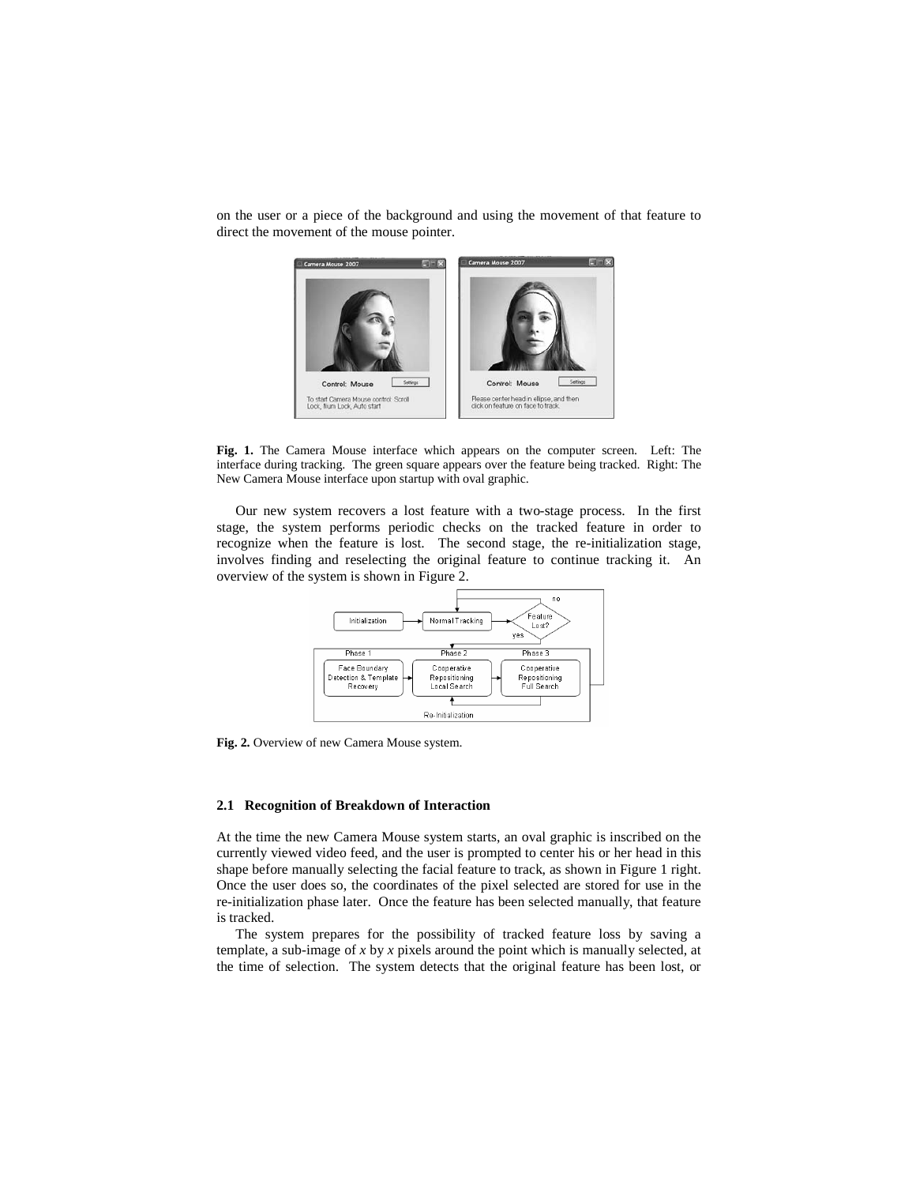on the user or a piece of the background and using the movement of that feature to direct the movement of the mouse pointer.

**Fig. 1.** The Camera Mouse interface which appears on the computer screen. Left: The interface during tracking. The green square appears over the feature being tracked. Right: The New Camera Mouse interface upon startup with oval graphic.

Our new system recovers a lost feature with a two-stage process. In the first stage, the system performs periodic checks on the tracked feature in order to recognize when the feature is lost. The second stage, the re-initialization stage, involves finding and reselecting the original feature to continue tracking it. An overview of the system is shown in Figure 2.

**Fig. 2.** Overview of new Camera Mouse system.

### 2.1 Recognition of Breakdown of Interaction

At the time the new Camera Mouse system starts, an oval graphic is inscribed on the currently viewed video feed, and the user is prompted to center his or her head in this shape before manually selecting the facial feature to track, as shown in Figure 1 right. Once the user does so, the coordinates of the pixel selected are stored for use in the re-initialization phase later. Once the feature has been selected manually, that feature is tracked.

The system prepares for the possibility of tracked feature loss by saving a template, a sub-image of $x$ by $x$ pixels around the point which is manually selected, at the time of selection. The system detects that the original feature has been lost, or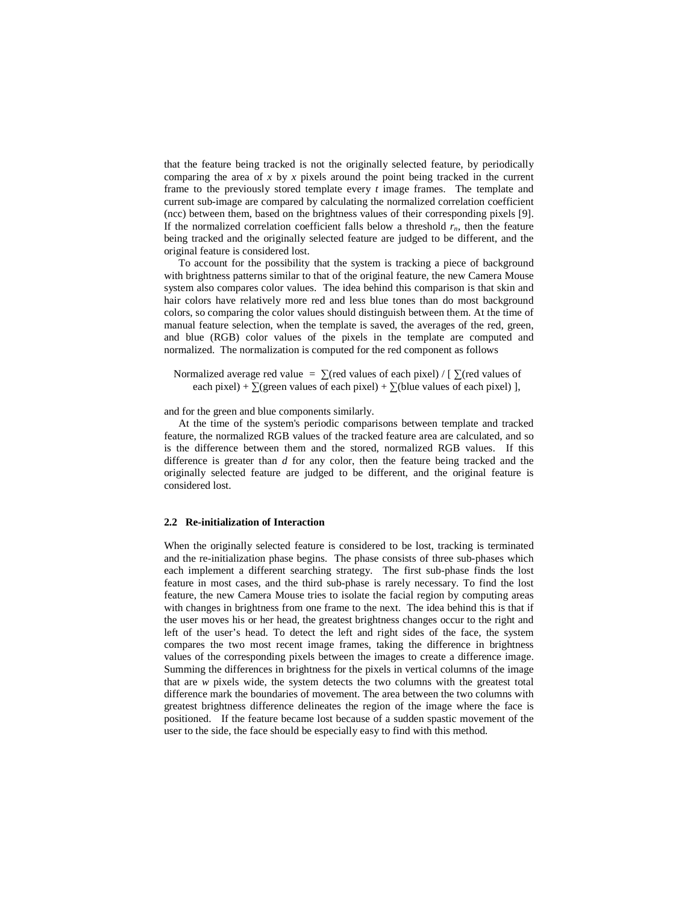that the feature being tracked is not the originally selected feature, by periodically comparing the area of $x$ by $x$ pixels around the point being tracked in the current frame to the previously stored template every $t$ image frames. The template and current sub-image are compared by calculating the normalized correlation coefficient (ncc) between them, based on the brightness values of their corresponding pixels [9]. If the normalized correlation coefficient falls below a threshold $r_n$, then the feature being tracked and the originally selected feature are judged to be different, and the original feature is considered lost.

To account for the possibility that the system is tracking a piece of background with brightness patterns similar to that of the original feature, the new Camera Mouse system also compares color values. The idea behind this comparison is that skin and hair colors have relatively more red and less blue tones than do most background colors, so comparing the color values should distinguish between them. At the time of manual feature selection, when the template is saved, the averages of the red, green, and blue (RGB) color values of the pixels in the template are computed and normalized. The normalization is computed for the red component as follows

Normalized average red value = ∑(red values of each pixel) / [ ∑(red values of each pixel) + ∑(green values of each pixel) + ∑(blue values of each pixel) ],

and for the green and blue components similarly.

At the time of the system's periodic comparisons between template and tracked feature, the normalized RGB values of the tracked feature area are calculated, and so is the difference between them and the stored, normalized RGB values. If this difference is greater than $d$ for any color, then the feature being tracked and the originally selected feature are judged to be different, and the original feature is considered lost.

### 2.2 Re-initialization of Interaction

When the originally selected feature is considered to be lost, tracking is terminated and the re-initialization phase begins. The phase consists of three sub-phases which each implement a different searching strategy. The first sub-phase finds the lost feature in most cases, and the third sub-phase is rarely necessary. To find the lost feature, the new Camera Mouse tries to isolate the facial region by computing areas with changes in brightness from one frame to the next. The idea behind this is that if the user moves his or her head, the greatest brightness changes occur to the right and left of the user's head. To detect the left and right sides of the face, the system compares the two most recent image frames, taking the difference in brightness values of the corresponding pixels between the images to create a difference image. Summing the differences in brightness for the pixels in vertical columns of the image that are $w$ pixels wide, the system detects the two columns with the greatest total difference mark the boundaries of movement. The area between the two columns with greatest brightness difference delineates the region of the image where the face is positioned. If the feature became lost because of a sudden spastic movement of the user to the side, the face should be especially easy to find with this method.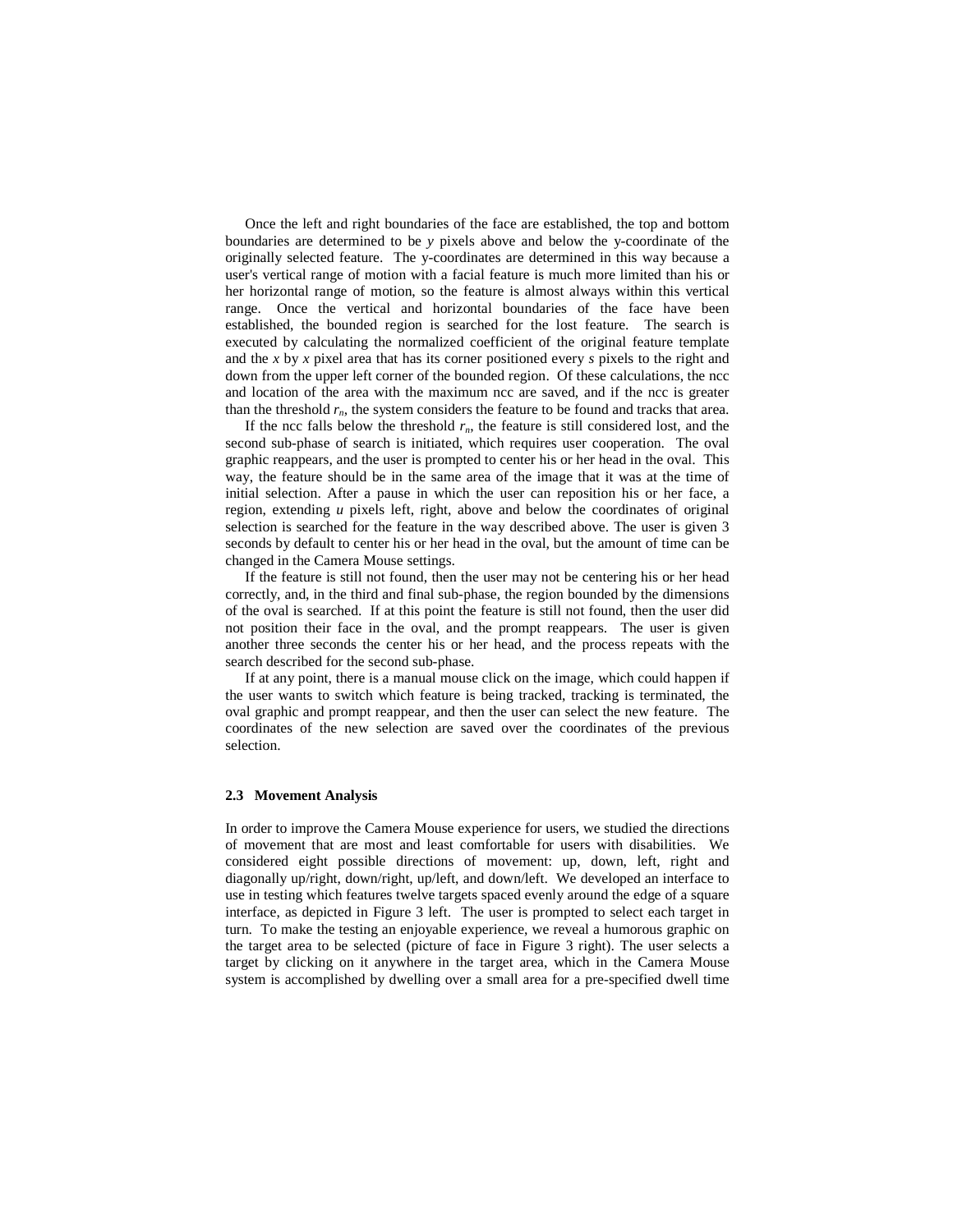Once the left and right boundaries of the face are established, the top and bottom boundaries are determined to be $y$ pixels above and below the y-coordinate of the originally selected feature. The y-coordinates are determined in this way because a user's vertical range of motion with a facial feature is much more limited than his or her horizontal range of motion, so the feature is almost always within this vertical range. Once the vertical and horizontal boundaries of the face have been established, the bounded region is searched for the lost feature. The search is executed by calculating the normalized coefficient of the original feature template and the $x$ by $x$ pixel area that has its corner positioned every $s$ pixels to the right and down from the upper left corner of the bounded region. Of these calculations, the ncc and location of the area with the maximum ncc are saved, and if the ncc is greater than the threshold $r_n$, the system considers the feature to be found and tracks that area.

If the ncc falls below the threshold $r_n$, the feature is still considered lost, and the second sub-phase of search is initiated, which requires user cooperation. The oval graphic reappears, and the user is prompted to center his or her head in the oval. This way, the feature should be in the same area of the image that it was at the time of initial selection. After a pause in which the user can reposition his or her face, a region, extending $u$ pixels left, right, above and below the coordinates of original selection is searched for the feature in the way described above. The user is given 3 seconds by default to center his or her head in the oval, but the amount of time can be changed in the Camera Mouse settings.

If the feature is still not found, then the user may not be centering his or her head correctly, and, in the third and final sub-phase, the region bounded by the dimensions of the oval is searched. If at this point the feature is still not found, then the user did not position their face in the oval, and the prompt reappears. The user is given another three seconds the center his or her head, and the process repeats with the search described for the second sub-phase.

If at any point, there is a manual mouse click on the image, which could happen if the user wants to switch which feature is being tracked, tracking is terminated, the oval graphic and prompt reappear, and then the user can select the new feature. The coordinates of the new selection are saved over the coordinates of the previous selection.

### 2.3 Movement Analysis

In order to improve the Camera Mouse experience for users, we studied the directions of movement that are most and least comfortable for users with disabilities. We considered eight possible directions of movement: up, down, left, right and diagonally up/right, down/right, up/left, and down/left. We developed an interface to use in testing which features twelve targets spaced evenly around the edge of a square interface, as depicted in Figure 3 left. The user is prompted to select each target in turn. To make the testing an enjoyable experience, we reveal a humorous graphic on the target area to be selected (picture of face in Figure 3 right). The user selects a target by clicking on it anywhere in the target area, which in the Camera Mouse system is accomplished by dwelling over a small area for a pre-specified dwell time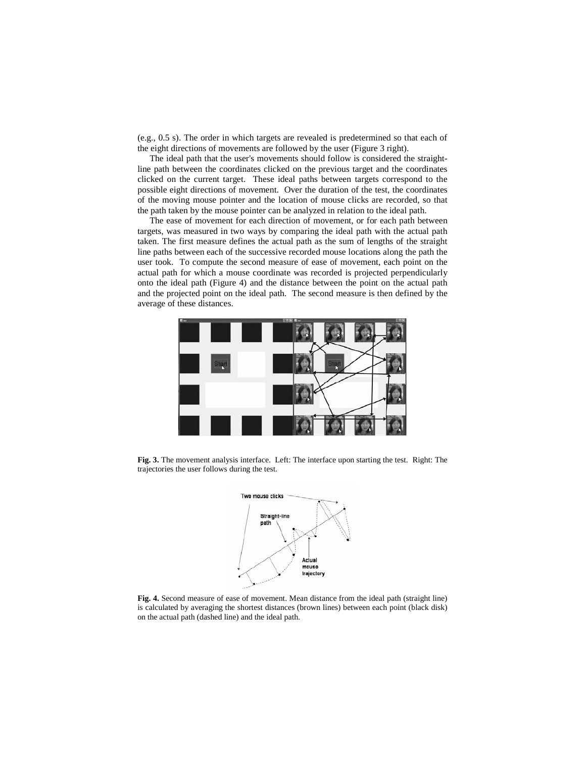(e.g., 0.5 s). The order in which targets are revealed is predetermined so that each of the eight directions of movements are followed by the user (Figure 3 right).

The ideal path that the user's movements should follow is considered the straight-line path between the coordinates clicked on the previous target and the coordinates clicked on the current target. These ideal paths between targets correspond to the possible eight directions of movement. Over the duration of the test, the coordinates of the moving mouse pointer and the location of mouse clicks are recorded, so that the path taken by the mouse pointer can be analyzed in relation to the ideal path.

The ease of movement for each direction of movement, or for each path between targets, was measured in two ways by comparing the ideal path with the actual path taken. The first measure defines the actual path as the sum of lengths of the straight line paths between each of the successive recorded mouse locations along the path the user took. To compute the second measure of ease of movement, each point on the actual path for which a mouse coordinate was recorded is projected perpendicularly onto the ideal path (Figure 4) and the distance between the point on the actual path and the projected point on the ideal path. The second measure is then defined by the average of these distances.

**Fig. 3.** The movement analysis interface. Left: The interface upon starting the test. Right: The trajectories the user follows during the test.

**Fig. 4.** Second measure of ease of movement. Mean distance from the ideal path (straight line) is calculated by averaging the shortest distances (brown lines) between each point (black disk) on the actual path (dashed line) and the ideal path.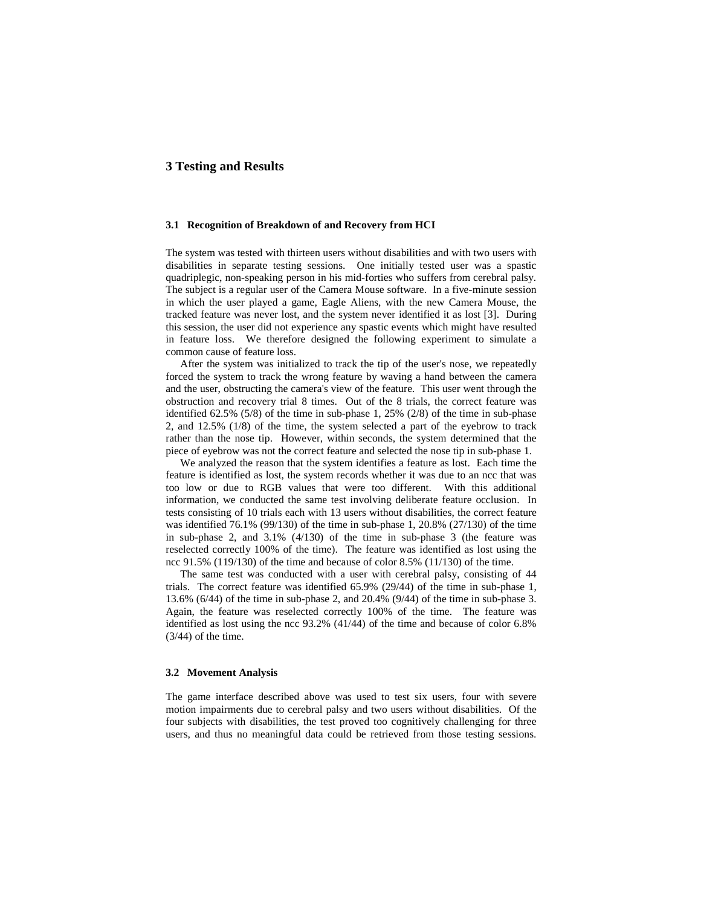## 3 Testing and Results

### 3.1 Recognition of Breakdown of and Recovery from HCI

The system was tested with thirteen users without disabilities and with two users with disabilities in separate testing sessions. One initially tested user was a spastic quadriplegic, non-speaking person in his mid-forties who suffers from cerebral palsy. The subject is a regular user of the Camera Mouse software. In a five-minute session in which the user played a game, Eagle Aliens, with the new Camera Mouse, the tracked feature was never lost, and the system never identified it as lost [3]. During this session, the user did not experience any spastic events which might have resulted in feature loss. We therefore designed the following experiment to simulate a common cause of feature loss.

After the system was initialized to track the tip of the user's nose, we repeatedly forced the system to track the wrong feature by waving a hand between the camera and the user, obstructing the camera's view of the feature. This user went through the obstruction and recovery trial 8 times. Out of the 8 trials, the correct feature was identified 62.5% (5/8) of the time in sub-phase 1, 25% (2/8) of the time in sub-phase 2, and 12.5% (1/8) of the time, the system selected a part of the eyebrow to track rather than the nose tip. However, within seconds, the system determined that the piece of eyebrow was not the correct feature and selected the nose tip in sub-phase 1.

We analyzed the reason that the system identifies a feature as lost. Each time the feature is identified as lost, the system records whether it was due to an ncc that was too low or due to RGB values that were too different. With this additional information, we conducted the same test involving deliberate feature occlusion. In tests consisting of 10 trials each with 13 users without disabilities, the correct feature was identified 76.1% (99/130) of the time in sub-phase 1, 20.8% (27/130) of the time in sub-phase 2, and 3.1% (4/130) of the time in sub-phase 3 (the feature was reselected correctly 100% of the time). The feature was identified as lost using the ncc 91.5% (119/130) of the time and because of color 8.5% (11/130) of the time.

The same test was conducted with a user with cerebral palsy, consisting of 44 trials. The correct feature was identified 65.9% (29/44) of the time in sub-phase 1, 13.6% (6/44) of the time in sub-phase 2, and 20.4% (9/44) of the time in sub-phase 3. Again, the feature was reselected correctly 100% of the time. The feature was identified as lost using the ncc 93.2% (41/44) of the time and because of color 6.8% (3/44) of the time.

### 3.2 Movement Analysis

The game interface described above was used to test six users, four with severe motion impairments due to cerebral palsy and two users without disabilities. Of the four subjects with disabilities, the test proved too cognitively challenging for three users, and thus no meaningful data could be retrieved from those testing sessions.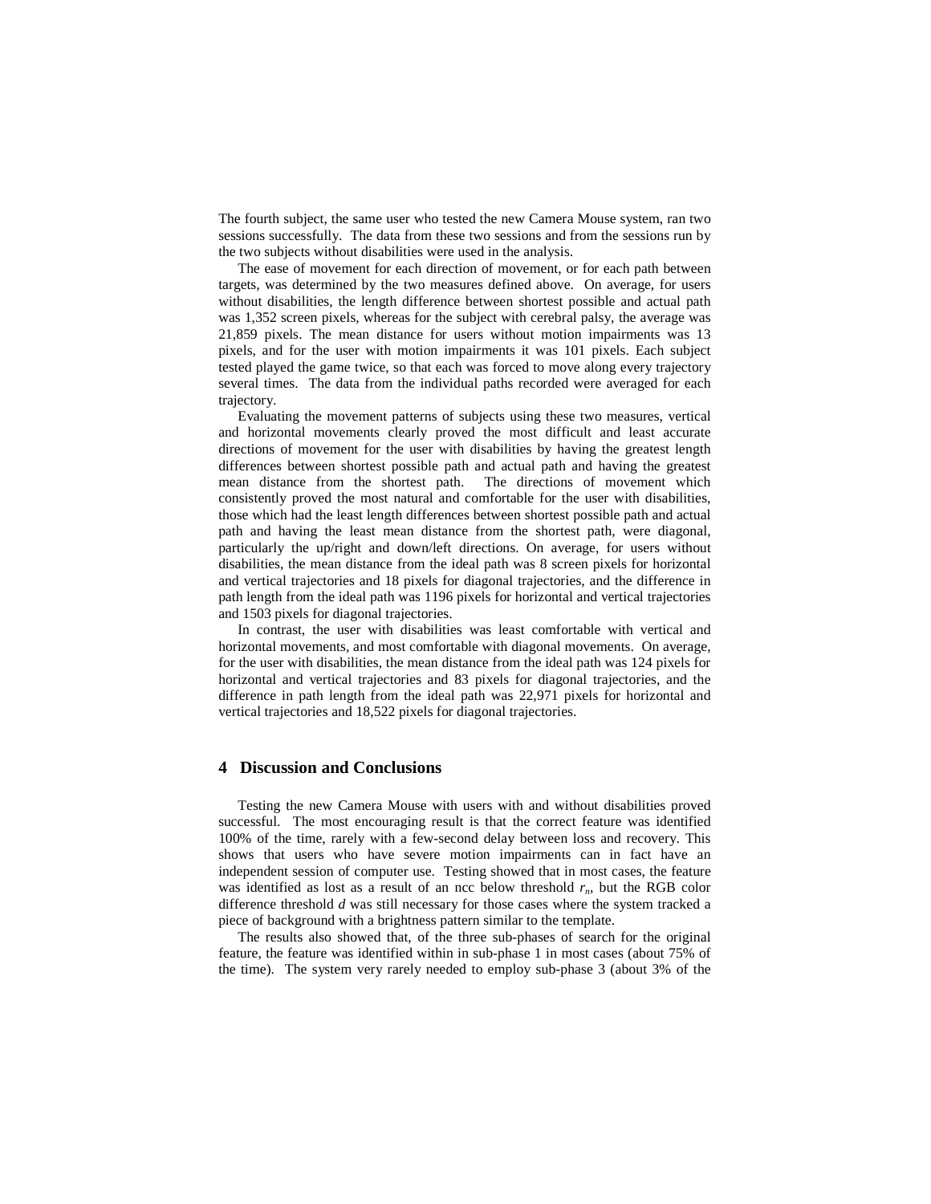The fourth subject, the same user who tested the new Camera Mouse system, ran two sessions successfully. The data from these two sessions and from the sessions run by the two subjects without disabilities were used in the analysis.

The ease of movement for each direction of movement, or for each path between targets, was determined by the two measures defined above. On average, for users without disabilities, the length difference between shortest possible and actual path was 1,352 screen pixels, whereas for the subject with cerebral palsy, the average was 21,859 pixels. The mean distance for users without motion impairments was 13 pixels, and for the user with motion impairments it was 101 pixels. Each subject tested played the game twice, so that each was forced to move along every trajectory several times. The data from the individual paths recorded were averaged for each trajectory.

Evaluating the movement patterns of subjects using these two measures, vertical and horizontal movements clearly proved the most difficult and least accurate directions of movement for the user with disabilities by having the greatest length differences between shortest possible path and actual path and having the greatest mean distance from the shortest path. The directions of movement which consistently proved the most natural and comfortable for the user with disabilities, those which had the least length differences between shortest possible path and actual path and having the least mean distance from the shortest path, were diagonal, particularly the up/right and down/left directions. On average, for users without disabilities, the mean distance from the ideal path was 8 screen pixels for horizontal and vertical trajectories and 18 pixels for diagonal trajectories, and the difference in path length from the ideal path was 1196 pixels for horizontal and vertical trajectories and 1503 pixels for diagonal trajectories.

In contrast, the user with disabilities was least comfortable with vertical and horizontal movements, and most comfortable with diagonal movements. On average, for the user with disabilities, the mean distance from the ideal path was 124 pixels for horizontal and vertical trajectories and 83 pixels for diagonal trajectories, and the difference in path length from the ideal path was 22,971 pixels for horizontal and vertical trajectories and 18,522 pixels for diagonal trajectories.

## 4 Discussion and Conclusions

Testing the new Camera Mouse with users with and without disabilities proved successful. The most encouraging result is that the correct feature was identified 100% of the time, rarely with a few-second delay between loss and recovery. This shows that users who have severe motion impairments can in fact have an independent session of computer use. Testing showed that in most cases, the feature was identified as lost as a result of an ncc below threshold $r_n$, but the RGB color difference threshold $d$ was still necessary for those cases where the system tracked a piece of background with a brightness pattern similar to the template.

The results also showed that, of the three sub-phases of search for the original feature, the feature was identified within in sub-phase 1 in most cases (about 75% of the time). The system very rarely needed to employ sub-phase 3 (about 3% of the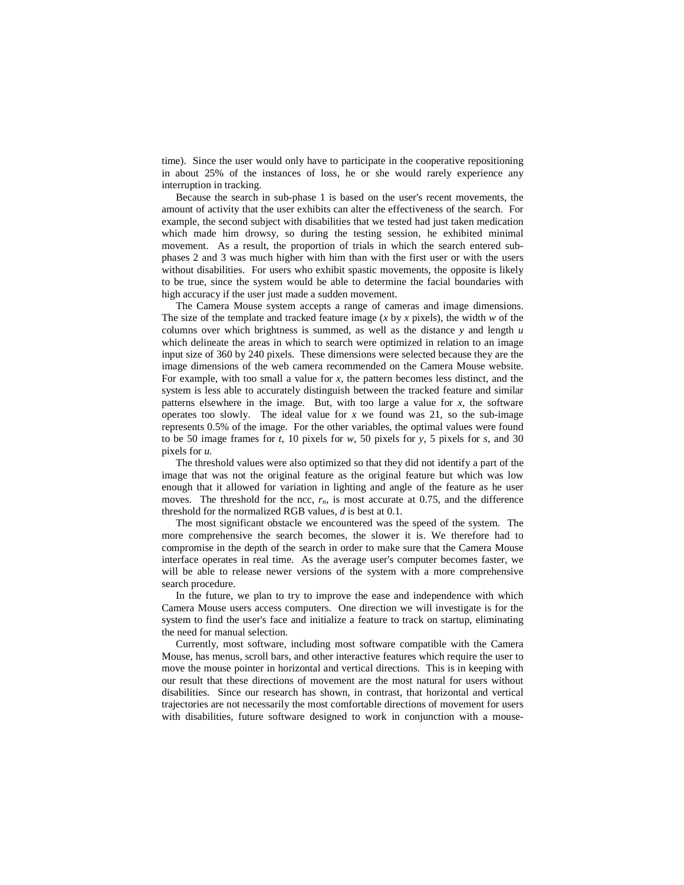time). Since the user would only have to participate in the cooperative repositioning in about 25% of the instances of loss, he or she would rarely experience any interruption in tracking.

Because the search in sub-phase 1 is based on the user's recent movements, the amount of activity that the user exhibits can alter the effectiveness of the search. For example, the second subject with disabilities that we tested had just taken medication which made him drowsy, so during the testing session, he exhibited minimal movement. As a result, the proportion of trials in which the search entered sub-phases 2 and 3 was much higher with him than with the first user or with the users without disabilities. For users who exhibit spastic movements, the opposite is likely to be true, since the system would be able to determine the facial boundaries with high accuracy if the user just made a sudden movement.

The Camera Mouse system accepts a range of cameras and image dimensions. The size of the template and tracked feature image ($x$ by $x$ pixels), the width $w$ of the columns over which brightness is summed, as well as the distance $y$ and length $u$ which delineate the areas in which to search were optimized in relation to an image input size of 360 by 240 pixels. These dimensions were selected because they are the image dimensions of the web camera recommended on the Camera Mouse website. For example, with too small a value for $x$, the pattern becomes less distinct, and the system is less able to accurately distinguish between the tracked feature and similar patterns elsewhere in the image. But, with too large a value for $x$, the software operates too slowly. The ideal value for $x$ we found was 21, so the sub-image represents 0.5% of the image. For the other variables, the optimal values were found to be 50 image frames for $t$, 10 pixels for $w$, 50 pixels for $y$, 5 pixels for $s$, and 30 pixels for $u$.

The threshold values were also optimized so that they did not identify a part of the image that was not the original feature as the original feature but which was low enough that it allowed for variation in lighting and angle of the feature as he user moves. The threshold for the ncc, $r_n$, is most accurate at 0.75, and the difference threshold for the normalized RGB values, $d$ is best at 0.1.

The most significant obstacle we encountered was the speed of the system. The more comprehensive the search becomes, the slower it is. We therefore had to compromise in the depth of the search in order to make sure that the Camera Mouse interface operates in real time. As the average user's computer becomes faster, we will be able to release newer versions of the system with a more comprehensive search procedure.

In the future, we plan to try to improve the ease and independence with which Camera Mouse users access computers. One direction we will investigate is for the system to find the user's face and initialize a feature to track on startup, eliminating the need for manual selection.

Currently, most software, including most software compatible with the Camera Mouse, has menus, scroll bars, and other interactive features which require the user to move the mouse pointer in horizontal and vertical directions. This is in keeping with our result that these directions of movement are the most natural for users without disabilities. Since our research has shown, in contrast, that horizontal and vertical trajectories are not necessarily the most comfortable directions of movement for users with disabilities, future software designed to work in conjunction with a mouse-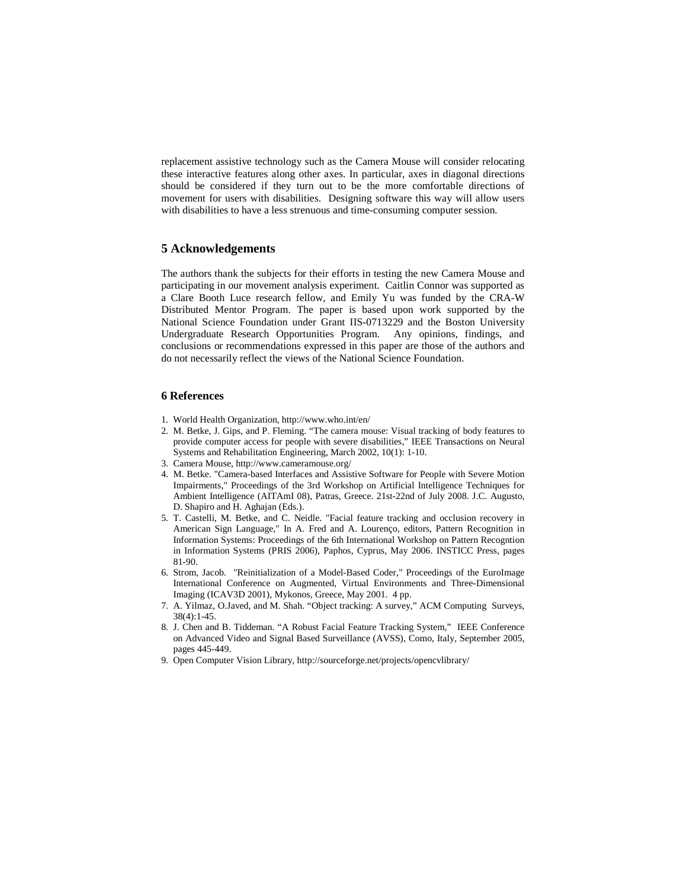replacement assistive technology such as the Camera Mouse will consider relocating these interactive features along other axes. In particular, axes in diagonal directions should be considered if they turn out to be the more comfortable directions of movement for users with disabilities. Designing software this way will allow users with disabilities to have a less strenuous and time-consuming computer session.

## 5 Acknowledgements

The authors thank the subjects for their efforts in testing the new Camera Mouse and participating in our movement analysis experiment. Caitlin Connor was supported as a Clare Booth Luce research fellow, and Emily Yu was funded by the CRA-W Distributed Mentor Program. The paper is based upon work supported by the National Science Foundation under Grant IIS-0713229 and the Boston University Undergraduate Research Opportunities Program. Any opinions, findings, and conclusions or recommendations expressed in this paper are those of the authors and do not necessarily reflect the views of the National Science Foundation.

## 6 References

1. World Health Organization, http://www.who.int/en/
2. M. Betke, J. Gips, and P. Fleming. "The camera mouse: Visual tracking of body features to provide computer access for people with severe disabilities," IEEE Transactions on Neural Systems and Rehabilitation Engineering, March 2002, 10(1): 1-10.
3. Camera Mouse, http://www.cameramouse.org/
4. M. Betke. "Camera-based Interfaces and Assistive Software for People with Severe Motion Impairments," Proceedings of the 3rd Workshop on Artificial Intelligence Techniques for Ambient Intelligence (AITAmI 08), Patras, Greece. 21st-22nd of July 2008. J.C. Augusto, D. Shapiro and H. Aghajan (Eds.).
5. T. Castelli, M. Betke, and C. Neidle. "Facial feature tracking and occlusion recovery in American Sign Language," In A. Fred and A. Lourenço, editors, Pattern Recognition in Information Systems: Proceedings of the 6th International Workshop on Pattern Recogntion in Information Systems (PRIS 2006), Paphos, Cyprus, May 2006. INSTICC Press, pages 81-90.
6. Strom, Jacob. "Reinitialization of a Model-Based Coder," Proceedings of the EuroImage International Conference on Augmented, Virtual Environments and Three-Dimensional Imaging (ICAV3D 2001), Mykonos, Greece, May 2001. 4 pp.
7. A. Yilmaz, O.Javed, and M. Shah. "Object tracking: A survey," ACM Computing Surveys, 38(4):1-45.
8. J. Chen and B. Tiddeman. "A Robust Facial Feature Tracking System," IEEE Conference on Advanced Video and Signal Based Surveillance (AVSS), Como, Italy, September 2005, pages 445-449.
9. Open Computer Vision Library, http://sourceforge.net/projects/opencvlibrary/